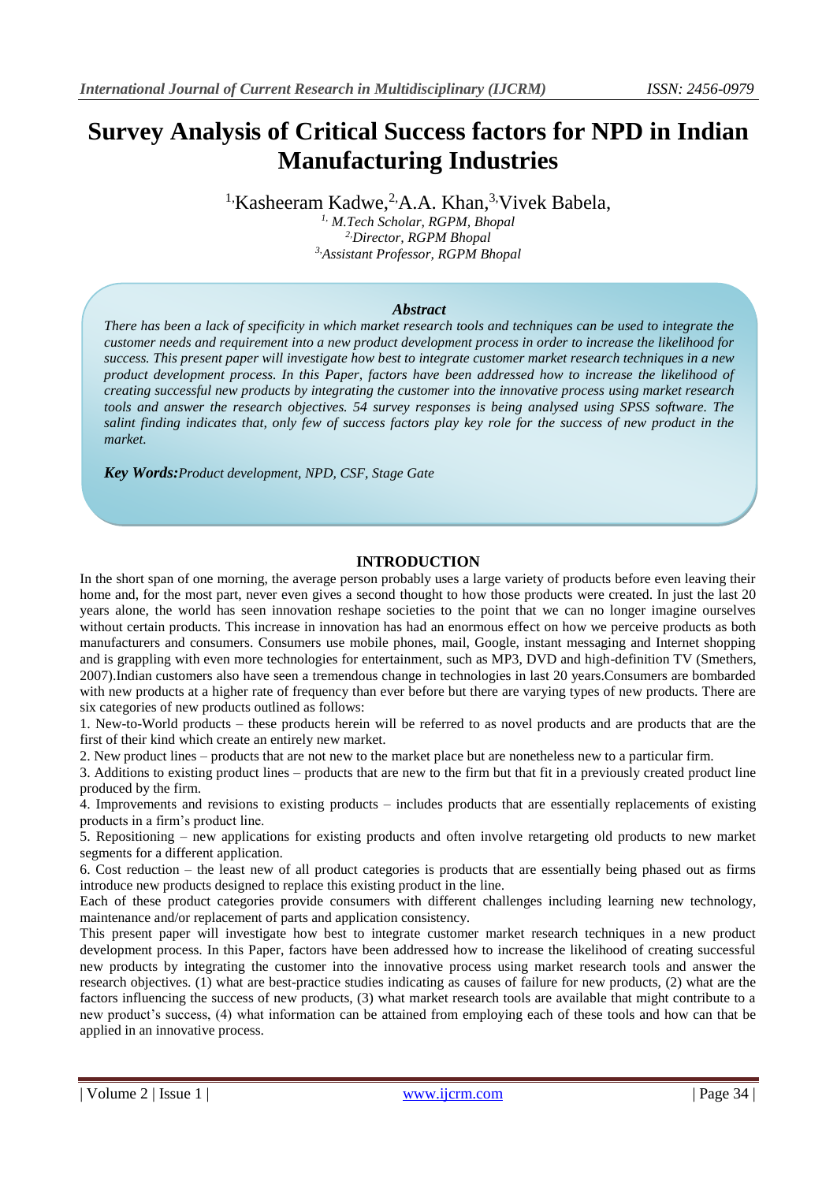# Survey Analysis of Critical Success factors for NPD in Indian Manufacturing Industries

[1]Kasheeram Kadwe,[2]A.A. Khan,[3]Vivek Babela,

[1] *M.Tech Scholar, RGPM, Bhopal*
[2] *Director, RGPM Bhopal*
[3] *Assistant Professor, RGPM Bhopal*

### *Abstract*

*There has been a lack of specificity in which market research tools and techniques can be used to integrate the customer needs and requirement into a new product development process in order to increase the likelihood for success. This present paper will investigate how best to integrate customer market research techniques in a new product development process. In this Paper, factors have been addressed how to increase the likelihood of creating successful new products by integrating the customer into the innovative process using market research tools and answer the research objectives. 54 survey responses is being analysed using SPSS software. The salint finding indicates that, only few of success factors play key role for the success of new product in the market.*

***Key Words:****Product development, NPD, CSF, Stage Gate*

## INTRODUCTION

In the short span of one morning, the average person probably uses a large variety of products before even leaving their home and, for the most part, never even gives a second thought to how those products were created. In just the last 20 years alone, the world has seen innovation reshape societies to the point that we can no longer imagine ourselves without certain products. This increase in innovation has had an enormous effect on how we perceive products as both manufacturers and consumers. Consumers use mobile phones, mail, Google, instant messaging and Internet shopping and is grappling with even more technologies for entertainment, such as MP3, DVD and high-definition TV (Smethers, 2007).Indian customers also have seen a tremendous change in technologies in last 20 years.Consumers are bombarded with new products at a higher rate of frequency than ever before but there are varying types of new products. There are six categories of new products outlined as follows:

1. New-to-World products – these products herein will be referred to as novel products and are products that are the first of their kind which create an entirely new market.
2. New product lines – products that are not new to the market place but are nonetheless new to a particular firm.
3. Additions to existing product lines – products that are new to the firm but that fit in a previously created product line produced by the firm.
4. Improvements and revisions to existing products – includes products that are essentially replacements of existing products in a firm's product line.
5. Repositioning – new applications for existing products and often involve retargeting old products to new market segments for a different application.
6. Cost reduction – the least new of all product categories is products that are essentially being phased out as firms introduce new products designed to replace this existing product in the line.

Each of these product categories provide consumers with different challenges including learning new technology, maintenance and/or replacement of parts and application consistency.

This present paper will investigate how best to integrate customer market research techniques in a new product development process. In this Paper, factors have been addressed how to increase the likelihood of creating successful new products by integrating the customer into the innovative process using market research tools and answer the research objectives. (1) what are best-practice studies indicating as causes of failure for new products, (2) what are the factors influencing the success of new products, (3) what market research tools are available that might contribute to a new product's success, (4) what information can be attained from employing each of these tools and how can that be applied in an innovative process.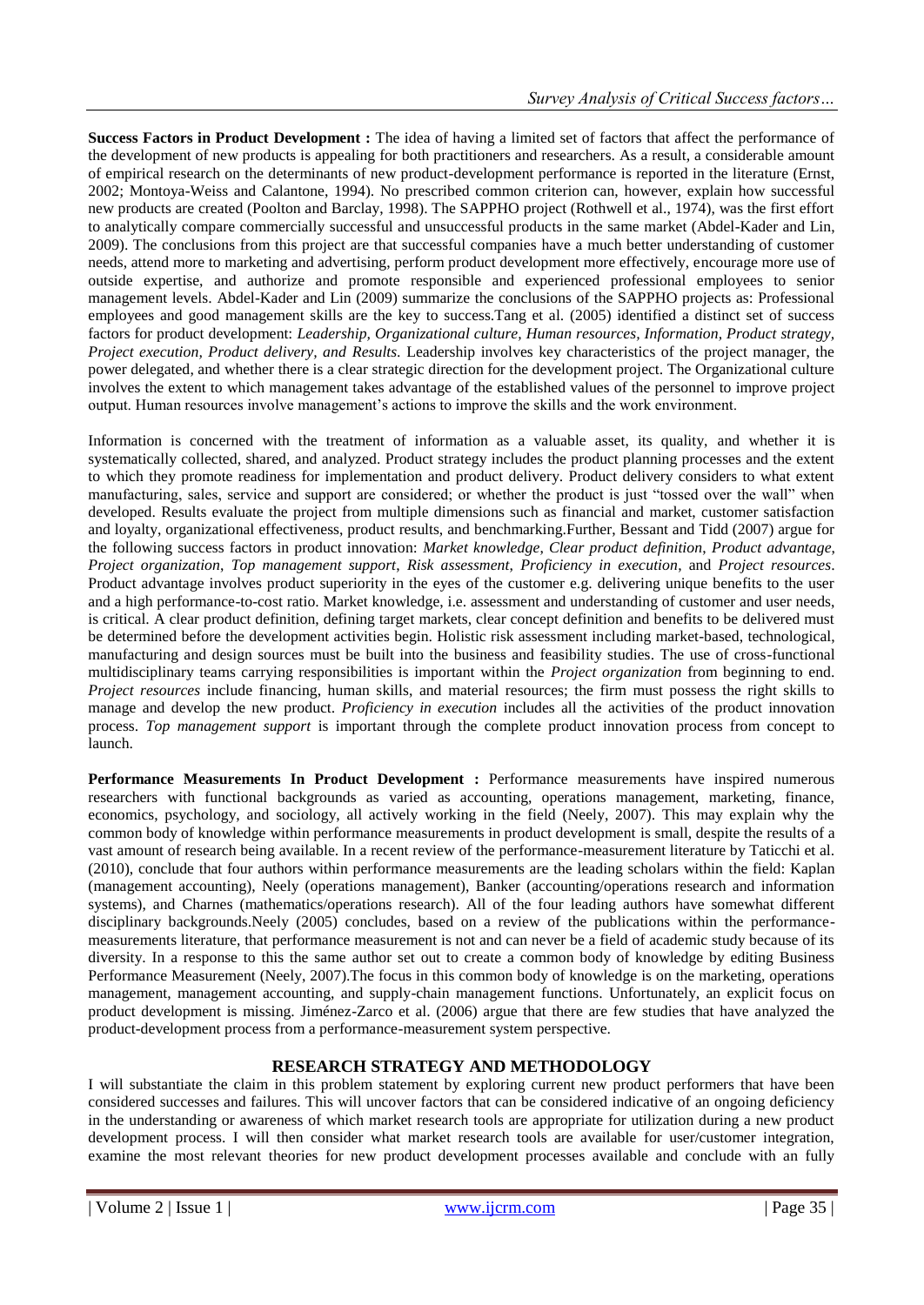**Success Factors in Product Development :** The idea of having a limited set of factors that affect the performance of the development of new products is appealing for both practitioners and researchers. As a result, a considerable amount of empirical research on the determinants of new product-development performance is reported in the literature (Ernst, 2002; Montoya-Weiss and Calantone, 1994). No prescribed common criterion can, however, explain how successful new products are created (Poolton and Barclay, 1998). The SAPPHO project (Rothwell et al., 1974), was the first effort to analytically compare commercially successful and unsuccessful products in the same market (Abdel-Kader and Lin, 2009). The conclusions from this project are that successful companies have a much better understanding of customer needs, attend more to marketing and advertising, perform product development more effectively, encourage more use of outside expertise, and authorize and promote responsible and experienced professional employees to senior management levels. Abdel-Kader and Lin (2009) summarize the conclusions of the SAPPHO projects as: Professional employees and good management skills are the key to success.Tang et al. (2005) identified a distinct set of success factors for product development: *Leadership, Organizational culture, Human resources, Information, Product strategy, Project execution, Product delivery, and Results*. Leadership involves key characteristics of the project manager, the power delegated, and whether there is a clear strategic direction for the development project. The Organizational culture involves the extent to which management takes advantage of the established values of the personnel to improve project output. Human resources involve management's actions to improve the skills and the work environment.

Information is concerned with the treatment of information as a valuable asset, its quality, and whether it is systematically collected, shared, and analyzed. Product strategy includes the product planning processes and the extent to which they promote readiness for implementation and product delivery. Product delivery considers to what extent manufacturing, sales, service and support are considered; or whether the product is just "tossed over the wall" when developed. Results evaluate the project from multiple dimensions such as financial and market, customer satisfaction and loyalty, organizational effectiveness, product results, and benchmarking.Further, Bessant and Tidd (2007) argue for the following success factors in product innovation: *Market knowledge*, *Clear product definition*, *Product advantage*, *Project organization*, *Top management support*, *Risk assessment*, *Proficiency in execution*, and *Project resources*. Product advantage involves product superiority in the eyes of the customer e.g. delivering unique benefits to the user and a high performance-to-cost ratio. Market knowledge, i.e. assessment and understanding of customer and user needs, is critical. A clear product definition, defining target markets, clear concept definition and benefits to be delivered must be determined before the development activities begin. Holistic risk assessment including market-based, technological, manufacturing and design sources must be built into the business and feasibility studies. The use of cross-functional multidisciplinary teams carrying responsibilities is important within the *Project organization* from beginning to end. *Project resources* include financing, human skills, and material resources; the firm must possess the right skills to manage and develop the new product. *Proficiency in execution* includes all the activities of the product innovation process. *Top management support* is important through the complete product innovation process from concept to launch.

**Performance Measurements In Product Development :** Performance measurements have inspired numerous researchers with functional backgrounds as varied as accounting, operations management, marketing, finance, economics, psychology, and sociology, all actively working in the field (Neely, 2007). This may explain why the common body of knowledge within performance measurements in product development is small, despite the results of a vast amount of research being available. In a recent review of the performance-measurement literature by Taticchi et al. (2010), conclude that four authors within performance measurements are the leading scholars within the field: Kaplan (management accounting), Neely (operations management), Banker (accounting/operations research and information systems), and Charnes (mathematics/operations research). All of the four leading authors have somewhat different disciplinary backgrounds.Neely (2005) concludes, based on a review of the publications within the performance-measurements literature, that performance measurement is not and can never be a field of academic study because of its diversity. In a response to this the same author set out to create a common body of knowledge by editing Business Performance Measurement (Neely, 2007).The focus in this common body of knowledge is on the marketing, operations management, management accounting, and supply-chain management functions. Unfortunately, an explicit focus on product development is missing. Jiménez-Zarco et al. (2006) argue that there are few studies that have analyzed the product-development process from a performance-measurement system perspective.

## RESEARCH STRATEGY AND METHODOLOGY

I will substantiate the claim in this problem statement by exploring current new product performers that have been considered successes and failures. This will uncover factors that can be considered indicative of an ongoing deficiency in the understanding or awareness of which market research tools are appropriate for utilization during a new product development process. I will then consider what market research tools are available for user/customer integration, examine the most relevant theories for new product development processes available and conclude with an fully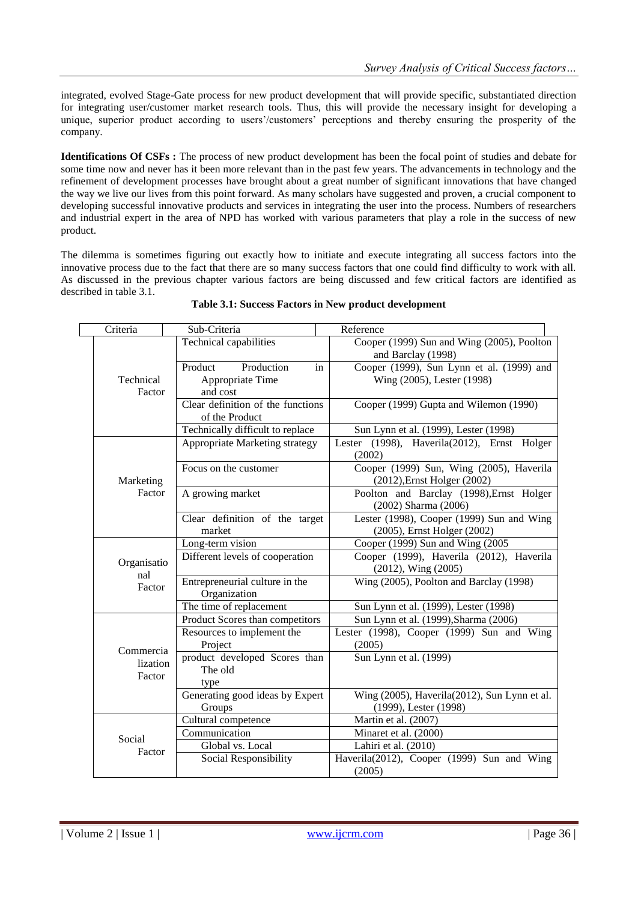integrated, evolved Stage-Gate process for new product development that will provide specific, substantiated direction for integrating user/customer market research tools. Thus, this will provide the necessary insight for developing a unique, superior product according to users'/customers' perceptions and thereby ensuring the prosperity of the company.

**Identifications Of CSFs :** The process of new product development has been the focal point of studies and debate for some time now and never has it been more relevant than in the past few years. The advancements in technology and the refinement of development processes have brought about a great number of significant innovations that have changed the way we live our lives from this point forward. As many scholars have suggested and proven, a crucial component to developing successful innovative products and services in integrating the user into the process. Numbers of researchers and industrial expert in the area of NPD has worked with various parameters that play a role in the success of new product.

The dilemma is sometimes figuring out exactly how to initiate and execute integrating all success factors into the innovative process due to the fact that there are so many success factors that one could find difficulty to work with all. As discussed in the previous chapter various factors are being discussed and few critical factors are identified as described in table 3.1.

**Table 3.1: Success Factors in New product development**

| Criteria | Sub-Criteria | Reference |
|---|---|---|
| Technical Factor | Technical capabilities | Cooper (1999) Sun and Wing (2005), Poolton and Barclay (1998) |
| | Product Production in Appropriate Time and cost | Cooper (1999), Sun Lynn et al. (1999) and Wing (2005), Lester (1998) |
| | Clear definition of the functions of the Product | Cooper (1999) Gupta and Wilemon (1990) |
| | Technically difficult to replace | Sun Lynn et al. (1999), Lester (1998) |
| Marketing Factor | Appropriate Marketing strategy | Lester (1998), Haverila(2012), Ernst Holger (2002) |
| | Focus on the customer | Cooper (1999) Sun, Wing (2005), Haverila (2012),Ernst Holger (2002) |
| | A growing market | Poolton and Barclay (1998),Ernst Holger (2002) Sharma (2006) |
| | Clear definition of the target market | Lester (1998), Cooper (1999) Sun and Wing (2005), Ernst Holger (2002) |
| Organisational Factor | Long-term vision | Cooper (1999) Sun and Wing (2005 |
| | Different levels of cooperation | Cooper (1999), Haverila (2012), Haverila (2012), Wing (2005) |
| | Entrepreneurial culture in the Organization | Wing (2005), Poolton and Barclay (1998) |
| | The time of replacement | Sun Lynn et al. (1999), Lester (1998) |
| Commercialization Factor | Product Scores than competitors | Sun Lynn et al. (1999),Sharma (2006) |
| | Resources to implement the Project | Lester (1998), Cooper (1999) Sun and Wing (2005) |
| | product developed Scores than The old type | Sun Lynn et al. (1999) |
| | Generating good ideas by Expert Groups | Wing (2005), Haverila(2012), Sun Lynn et al. (1999), Lester (1998) |
| Social Factor | Cultural competence | Martin et al. (2007) |
| | Communication | Minaret et al. (2000) |
| | Global vs. Local | Lahiri et al. (2010) |
| | Social Responsibility | Haverila(2012), Cooper (1999) Sun and Wing (2005) |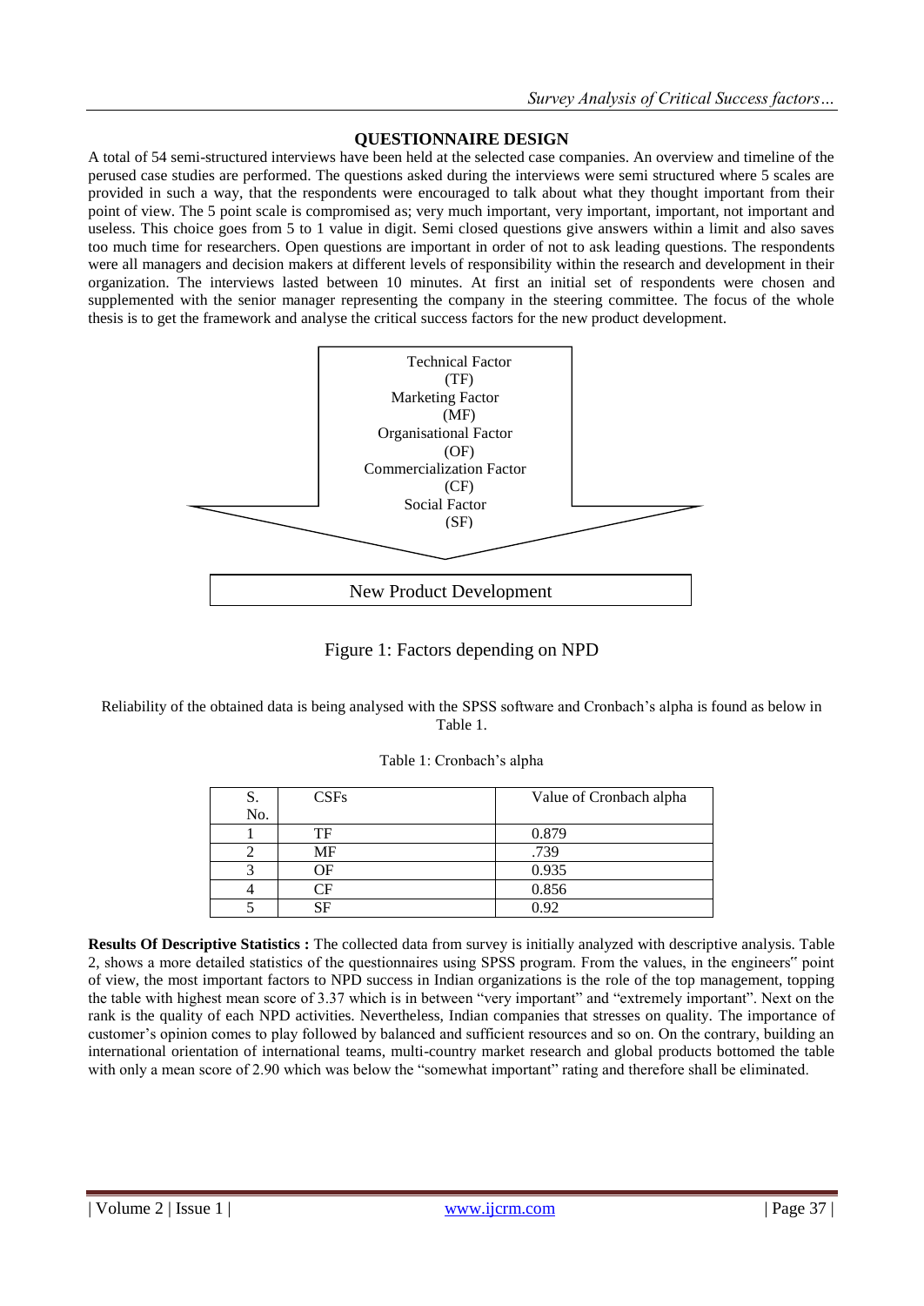## QUESTIONNAIRE DESIGN

A total of 54 semi-structured interviews have been held at the selected case companies. An overview and timeline of the perused case studies are performed. The questions asked during the interviews were semi structured where 5 scales are provided in such a way, that the respondents were encouraged to talk about what they thought important from their point of view. The 5 point scale is compromised as; very much important, very important, important, not important and useless. This choice goes from 5 to 1 value in digit. Semi closed questions give answers within a limit and also saves too much time for researchers. Open questions are important in order of not to ask leading questions. The respondents were all managers and decision makers at different levels of responsibility within the research and development in their organization. The interviews lasted between 10 minutes. At first an initial set of respondents were chosen and supplemented with the senior manager representing the company in the steering committee. The focus of the whole thesis is to get the framework and analyse the critical success factors for the new product development.

Technical Factor (TF)
Marketing Factor (MF)
Organisational Factor (OF)
Commercialization Factor (CF)
Social Factor (SF)

New Product Development

Figure 1: Factors depending on NPD

Reliability of the obtained data is being analysed with the SPSS software and Cronbach's alpha is found as below in Table 1.

Table 1: Cronbach's alpha

| S. No. | CSFs | Value of Cronbach alpha |
|---|---|---|
| 1 | TF | 0.879 |
| 2 | MF | .739 |
| 3 | OF | 0.935 |
| 4 | CF | 0.856 |
| 5 | SF | 0.92 |

**Results Of Descriptive Statistics :** The collected data from survey is initially analyzed with descriptive analysis. Table 2, shows a more detailed statistics of the questionnaires using SPSS program. From the values, in the engineers" point of view, the most important factors to NPD success in Indian organizations is the role of the top management, topping the table with highest mean score of 3.37 which is in between "very important" and "extremely important". Next on the rank is the quality of each NPD activities. Nevertheless, Indian companies that stresses on quality. The importance of customer's opinion comes to play followed by balanced and sufficient resources and so on. On the contrary, building an international orientation of international teams, multi-country market research and global products bottomed the table with only a mean score of 2.90 which was below the "somewhat important" rating and therefore shall be eliminated.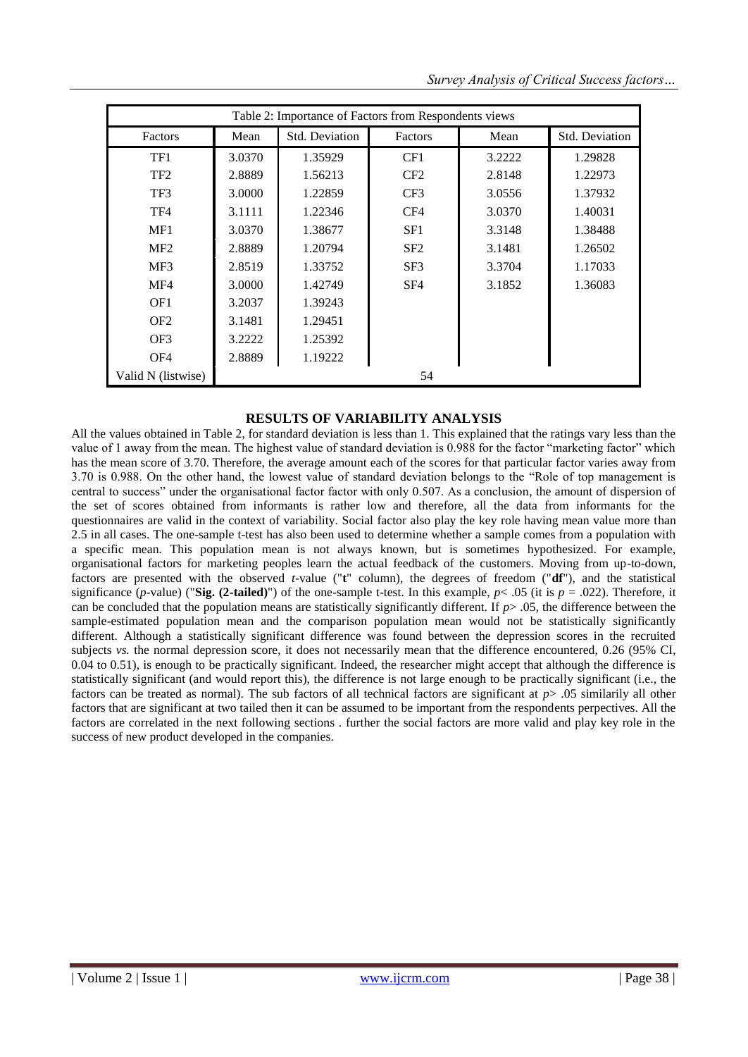| Table 2: Importance of Factors from Respondents views | | | | | |
|---|---|---|---|---|---|
| Factors | Mean | Std. Deviation | Factors | Mean | Std. Deviation |
| TF1 | 3.0370 | 1.35929 | CF1 | 3.2222 | 1.29828 |
| TF2 | 2.8889 | 1.56213 | CF2 | 2.8148 | 1.22973 |
| TF3 | 3.0000 | 1.22859 | CF3 | 3.0556 | 1.37932 |
| TF4 | 3.1111 | 1.22346 | CF4 | 3.0370 | 1.40031 |
| MF1 | 3.0370 | 1.38677 | SF1 | 3.3148 | 1.38488 |
| MF2 | 2.8889 | 1.20794 | SF2 | 3.1481 | 1.26502 |
| MF3 | 2.8519 | 1.33752 | SF3 | 3.3704 | 1.17033 |
| MF4 | 3.0000 | 1.42749 | SF4 | 3.1852 | 1.36083 |
| OF1 | 3.2037 | 1.39243 | | | |
| OF2 | 3.1481 | 1.29451 | | | |
| OF3 | 3.2222 | 1.25392 | | | |
| OF4 | 2.8889 | 1.19222 | | | |
| Valid N (listwise) | 54 | | | | |

## RESULTS OF VARIABILITY ANALYSIS

All the values obtained in Table 2, for standard deviation is less than 1. This explained that the ratings vary less than the value of 1 away from the mean. The highest value of standard deviation is 0.988 for the factor "marketing factor" which has the mean score of 3.70. Therefore, the average amount each of the scores for that particular factor varies away from 3.70 is 0.988. On the other hand, the lowest value of standard deviation belongs to the "Role of top management is central to success" under the organisational factor factor with only 0.507. As a conclusion, the amount of dispersion of the set of scores obtained from informants is rather low and therefore, all the data from informants for the questionnaires are valid in the context of variability. Social factor also play the key role having mean value more than 2.5 in all cases. The one-sample t-test has also been used to determine whether a sample comes from a population with a specific mean. This population mean is not always known, but is sometimes hypothesized. For example, organisational factors for marketing peoples learn the actual feedback of the customers. Moving from up-to-down, factors are presented with the observed *t*-value ("**t**" column), the degrees of freedom ("**df**"), and the statistical significance (*p*-value) ("**Sig. (2-tailed)**") of the one-sample t-test. In this example, $p < .05$ (it is $p = .022$). Therefore, it can be concluded that the population means are statistically significantly different. If $p > .05$, the difference between the sample-estimated population mean and the comparison population mean would not be statistically significantly different. Although a statistically significant difference was found between the depression scores in the recruited subjects *vs.* the normal depression score, it does not necessarily mean that the difference encountered, 0.26 (95% CI, 0.04 to 0.51), is enough to be practically significant. Indeed, the researcher might accept that although the difference is statistically significant (and would report this), the difference is not large enough to be practically significant (i.e., the factors can be treated as normal). The sub factors of all technical factors are significant at $p > .05$ similarily all other factors that are significant at two tailed then it can be assumed to be important from the respondents perpectives. All the factors are correlated in the next following sections . further the social factors are more valid and play key role in the success of new product developed in the companies.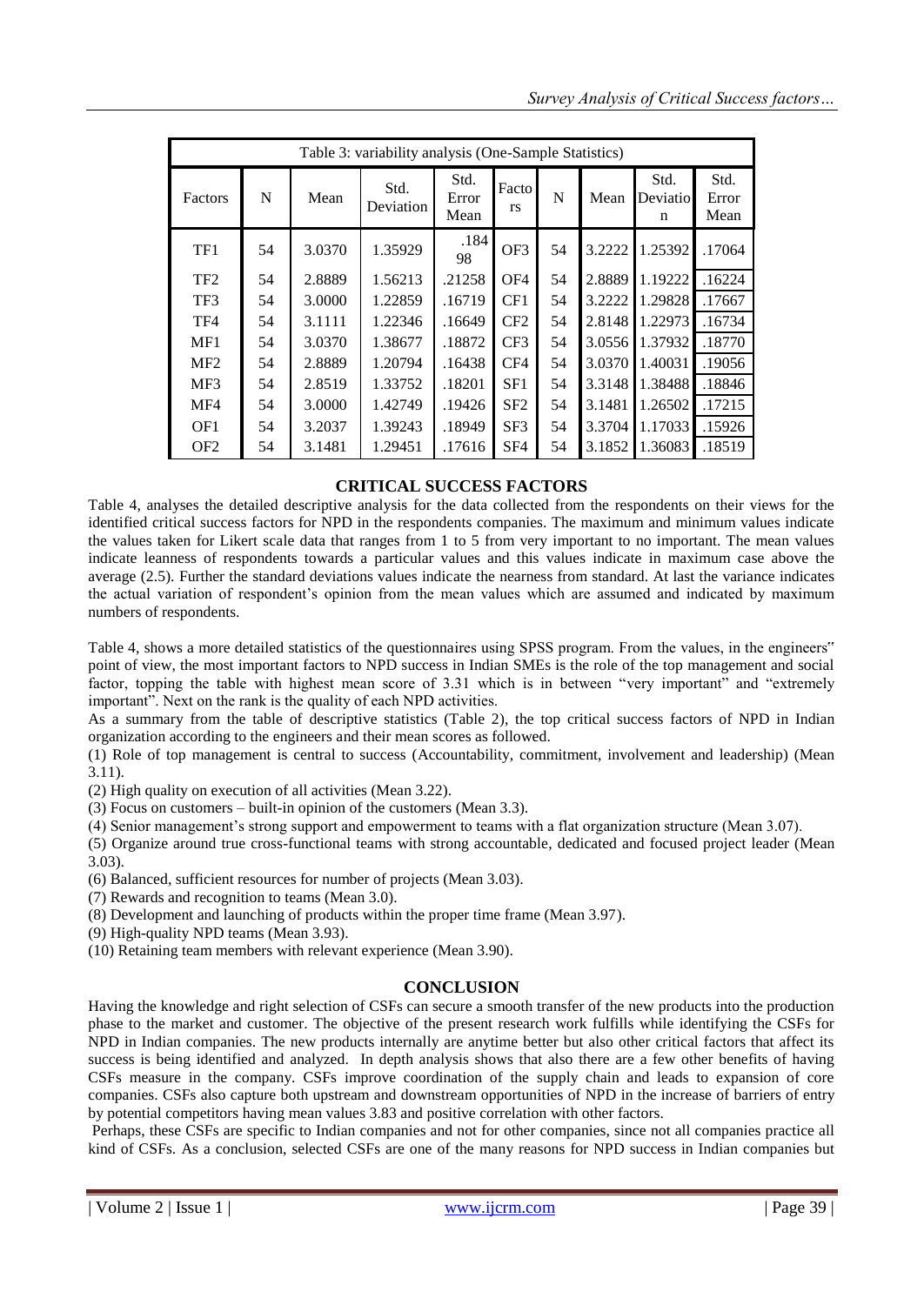| Table 3: variability analysis (One-Sample Statistics) | | | | | | | | | |
|---|---|---|---|---|---|---|---|---|---|
| Factors | N | Mean | Std. Deviation | Std. Error Mean | Factors | N | Mean | Std. Deviation | Std. Error Mean |
| TF1 | 54 | 3.0370 | 1.35929 | .18498 | OF3 | 54 | 3.2222 | 1.25392 | .17064 |
| TF2 | 54 | 2.8889 | 1.56213 | .21258 | OF4 | 54 | 2.8889 | 1.19222 | .16224 |
| TF3 | 54 | 3.0000 | 1.22859 | .16719 | CF1 | 54 | 3.2222 | 1.29828 | .17667 |
| TF4 | 54 | 3.1111 | 1.22346 | .16649 | CF2 | 54 | 2.8148 | 1.22973 | .16734 |
| MF1 | 54 | 3.0370 | 1.38677 | .18872 | CF3 | 54 | 3.0556 | 1.37932 | .18770 |
| MF2 | 54 | 2.8889 | 1.20794 | .16438 | CF4 | 54 | 3.0370 | 1.40031 | .19056 |
| MF3 | 54 | 2.8519 | 1.33752 | .18201 | SF1 | 54 | 3.3148 | 1.38488 | .18846 |
| MF4 | 54 | 3.0000 | 1.42749 | .19426 | SF2 | 54 | 3.1481 | 1.26502 | .17215 |
| OF1 | 54 | 3.2037 | 1.39243 | .18949 | SF3 | 54 | 3.3704 | 1.17033 | .15926 |
| OF2 | 54 | 3.1481 | 1.29451 | .17616 | SF4 | 54 | 3.1852 | 1.36083 | .18519 |

## CRITICAL SUCCESS FACTORS

Table 4, analyses the detailed descriptive analysis for the data collected from the respondents on their views for the identified critical success factors for NPD in the respondents companies. The maximum and minimum values indicate the values taken for Likert scale data that ranges from 1 to 5 from very important to no important. The mean values indicate leanness of respondents towards a particular values and this values indicate in maximum case above the average (2.5). Further the standard deviations values indicate the nearness from standard. At last the variance indicates the actual variation of respondent's opinion from the mean values which are assumed and indicated by maximum numbers of respondents.

Table 4, shows a more detailed statistics of the questionnaires using SPSS program. From the values, in the engineers" point of view, the most important factors to NPD success in Indian SMEs is the role of the top management and social factor, topping the table with highest mean score of 3.31 which is in between "very important" and "extremely important". Next on the rank is the quality of each NPD activities.

As a summary from the table of descriptive statistics (Table 2), the top critical success factors of NPD in Indian organization according to the engineers and their mean scores as followed.

(1) Role of top management is central to success (Accountability, commitment, involvement and leadership) (Mean 3.11).

(2) High quality on execution of all activities (Mean 3.22).

(3) Focus on customers – built-in opinion of the customers (Mean 3.3).

(4) Senior management's strong support and empowerment to teams with a flat organization structure (Mean 3.07).

(5) Organize around true cross-functional teams with strong accountable, dedicated and focused project leader (Mean 3.03).

(6) Balanced, sufficient resources for number of projects (Mean 3.03).

(7) Rewards and recognition to teams (Mean 3.0).

(8) Development and launching of products within the proper time frame (Mean 3.97).

(9) High-quality NPD teams (Mean 3.93).

(10) Retaining team members with relevant experience (Mean 3.90).

## CONCLUSION

Having the knowledge and right selection of CSFs can secure a smooth transfer of the new products into the production phase to the market and customer. The objective of the present research work fulfills while identifying the CSFs for NPD in Indian companies. The new products internally are anytime better but also other critical factors that affect its success is being identified and analyzed. In depth analysis shows that also there are a few other benefits of having CSFs measure in the company. CSFs improve coordination of the supply chain and leads to expansion of core companies. CSFs also capture both upstream and downstream opportunities of NPD in the increase of barriers of entry by potential competitors having mean values 3.83 and positive correlation with other factors.

Perhaps, these CSFs are specific to Indian companies and not for other companies, since not all companies practice all kind of CSFs. As a conclusion, selected CSFs are one of the many reasons for NPD success in Indian companies but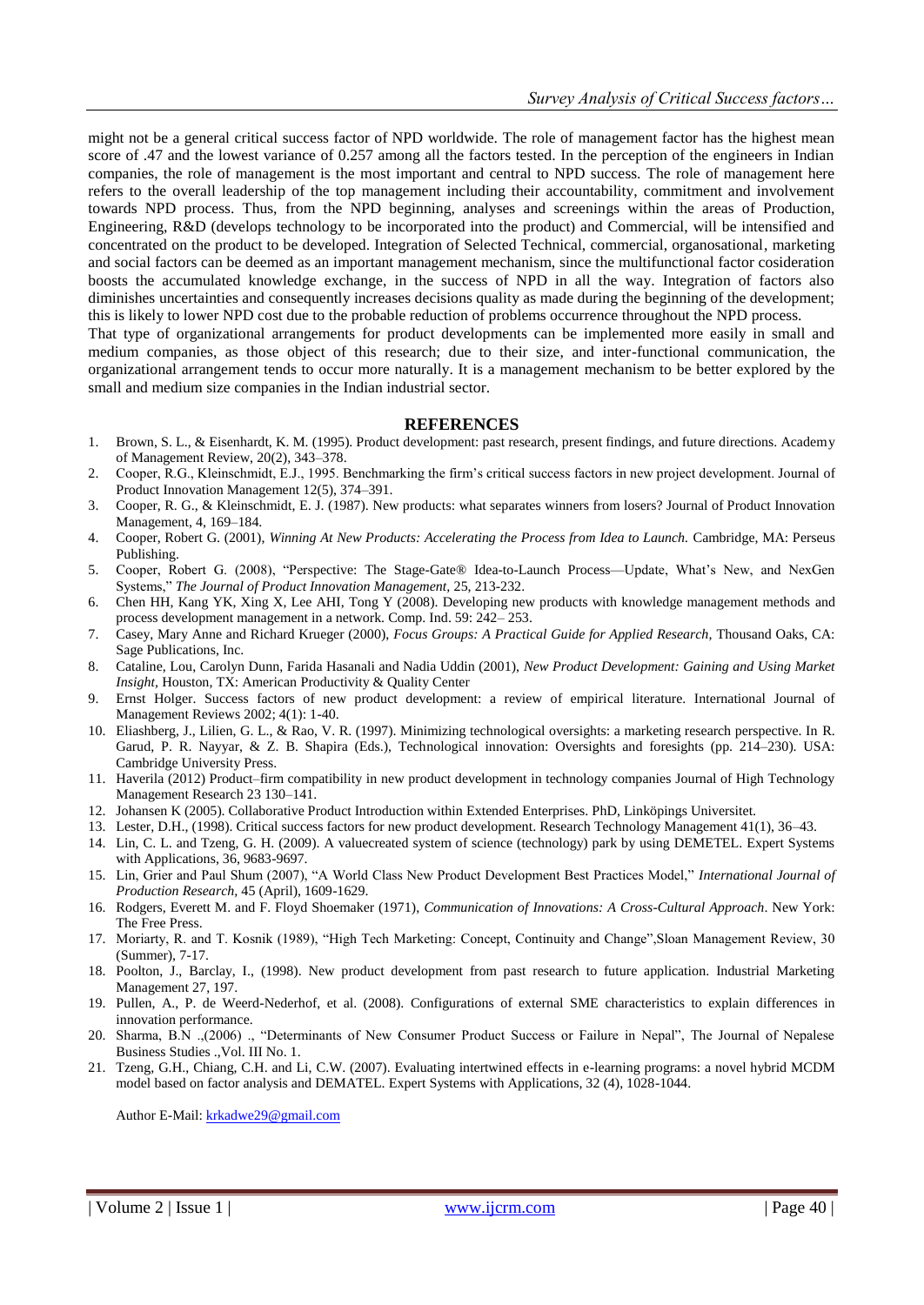might not be a general critical success factor of NPD worldwide. The role of management factor has the highest mean score of .47 and the lowest variance of 0.257 among all the factors tested. In the perception of the engineers in Indian companies, the role of management is the most important and central to NPD success. The role of management here refers to the overall leadership of the top management including their accountability, commitment and involvement towards NPD process. Thus, from the NPD beginning, analyses and screenings within the areas of Production, Engineering, R&D (develops technology to be incorporated into the product) and Commercial, will be intensified and concentrated on the product to be developed. Integration of Selected Technical, commercial, organosational, marketing and social factors can be deemed as an important management mechanism, since the multifunctional factor cosideration boosts the accumulated knowledge exchange, in the success of NPD in all the way. Integration of factors also diminishes uncertainties and consequently increases decisions quality as made during the beginning of the development; this is likely to lower NPD cost due to the probable reduction of problems occurrence throughout the NPD process.

That type of organizational arrangements for product developments can be implemented more easily in small and medium companies, as those object of this research; due to their size, and inter-functional communication, the organizational arrangement tends to occur more naturally. It is a management mechanism to be better explored by the small and medium size companies in the Indian industrial sector.

## REFERENCES

1. Brown, S. L., & Eisenhardt, K. M. (1995). Product development: past research, present findings, and future directions. Academy of Management Review, 20(2), 343–378.
2. Cooper, R.G., Kleinschmidt, E.J., 1995. Benchmarking the firm's critical success factors in new project development. Journal of Product Innovation Management 12(5), 374–391.
3. Cooper, R. G., & Kleinschmidt, E. J. (1987). New products: what separates winners from losers? Journal of Product Innovation Management, 4, 169–184.
4. Cooper, Robert G. (2001), *Winning At New Products: Accelerating the Process from Idea to Launch.* Cambridge, MA: Perseus Publishing.
5. Cooper, Robert G. (2008), "Perspective: The Stage-Gate® Idea-to-Launch Process—Update, What's New, and NexGen Systems," *The Journal of Product Innovation Management,* 25, 213-232.
6. Chen HH, Kang YK, Xing X, Lee AHI, Tong Y (2008). Developing new products with knowledge management methods and process development management in a network. Comp. Ind. 59: 242– 253.
7. Casey, Mary Anne and Richard Krueger (2000), *Focus Groups: A Practical Guide for Applied Research,* Thousand Oaks, CA: Sage Publications, Inc.
8. Cataline, Lou, Carolyn Dunn, Farida Hasanali and Nadia Uddin (2001), *New Product Development: Gaining and Using Market Insight,* Houston, TX: American Productivity & Quality Center
9. Ernst Holger. Success factors of new product development: a review of empirical literature. International Journal of Management Reviews 2002; 4(1): 1-40.
10. Eliashberg, J., Lilien, G. L., & Rao, V. R. (1997). Minimizing technological oversights: a marketing research perspective. In R. Garud, P. R. Nayyar, & Z. B. Shapira (Eds.), Technological innovation: Oversights and foresights (pp. 214–230). USA: Cambridge University Press.
11. Haverila (2012) Product–firm compatibility in new product development in technology companies Journal of High Technology Management Research 23 130–141.
12. Johansen K (2005). Collaborative Product Introduction within Extended Enterprises. PhD, Linköpings Universitet.
13. Lester, D.H., (1998). Critical success factors for new product development. Research Technology Management 41(1), 36–43.
14. Lin, C. L. and Tzeng, G. H. (2009). A valuecreated system of science (technology) park by using DEMETEL. Expert Systems with Applications, 36, 9683-9697.
15. Lin, Grier and Paul Shum (2007), "A World Class New Product Development Best Practices Model," *International Journal of Production Research,* 45 (April), 1609-1629.
16. Rodgers, Everett M. and F. Floyd Shoemaker (1971), *Communication of Innovations: A Cross-Cultural Approach*. New York: The Free Press.
17. Moriarty, R. and T. Kosnik (1989), "High Tech Marketing: Concept, Continuity and Change",Sloan Management Review, 30 (Summer), 7-17.
18. Poolton, J., Barclay, I., (1998). New product development from past research to future application. Industrial Marketing Management 27, 197.
19. Pullen, A., P. de Weerd-Nederhof, et al. (2008). Configurations of external SME characteristics to explain differences in innovation performance.
20. Sharma, B.N .,(2006) ., "Determinants of New Consumer Product Success or Failure in Nepal", The Journal of Nepalese Business Studies .,Vol. III No. 1.
21. Tzeng, G.H., Chiang, C.H. and Li, C.W. (2007). Evaluating intertwined effects in e-learning programs: a novel hybrid MCDM model based on factor analysis and DEMATEL. Expert Systems with Applications, 32 (4), 1028-1044.

Author E-Mail: krkadwe29@gmail.com